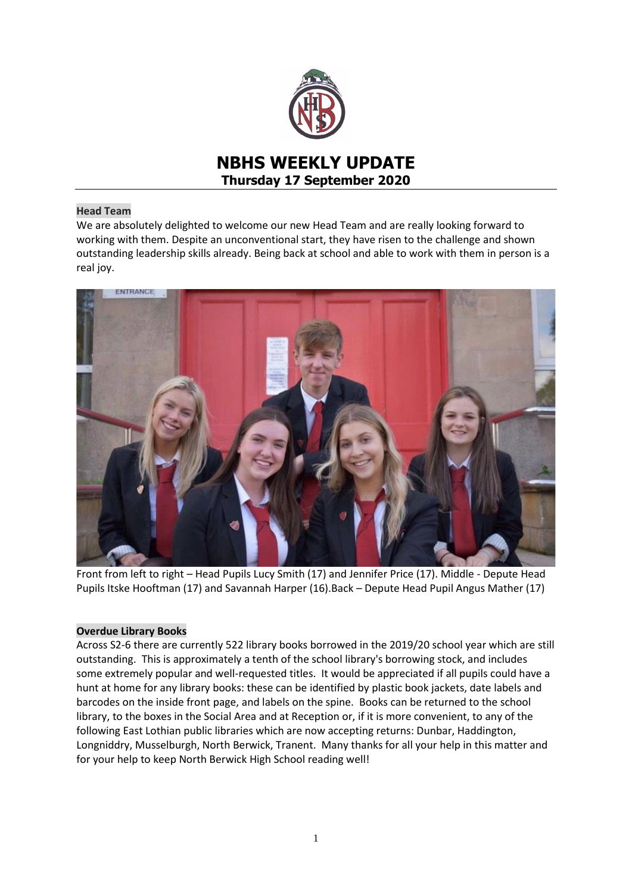# NBHS WEEKLY UPDATE

**Thursday 17 September 2020**

## Head Team

We are absolutely delighted to welcome our new Head Team and are really looking forward to working with them. Despite an unconventional start, they have risen to the challenge and shown outstanding leadership skills already. Being back at school and able to work with them in person is a real joy.

Front from left to right – Head Pupils Lucy Smith (17) and Jennifer Price (17). Middle - Depute Head Pupils Itske Hooftman (17) and Savannah Harper (16).Back – Depute Head Pupil Angus Mather (17)

## Overdue Library Books

Across S2-6 there are currently 522 library books borrowed in the 2019/20 school year which are still outstanding. This is approximately a tenth of the school library's borrowing stock, and includes some extremely popular and well-requested titles. It would be appreciated if all pupils could have a hunt at home for any library books: these can be identified by plastic book jackets, date labels and barcodes on the inside front page, and labels on the spine. Books can be returned to the school library, to the boxes in the Social Area and at Reception or, if it is more convenient, to any of the following East Lothian public libraries which are now accepting returns: Dunbar, Haddington, Longniddry, Musselburgh, North Berwick, Tranent. Many thanks for all your help in this matter and for your help to keep North Berwick High School reading well!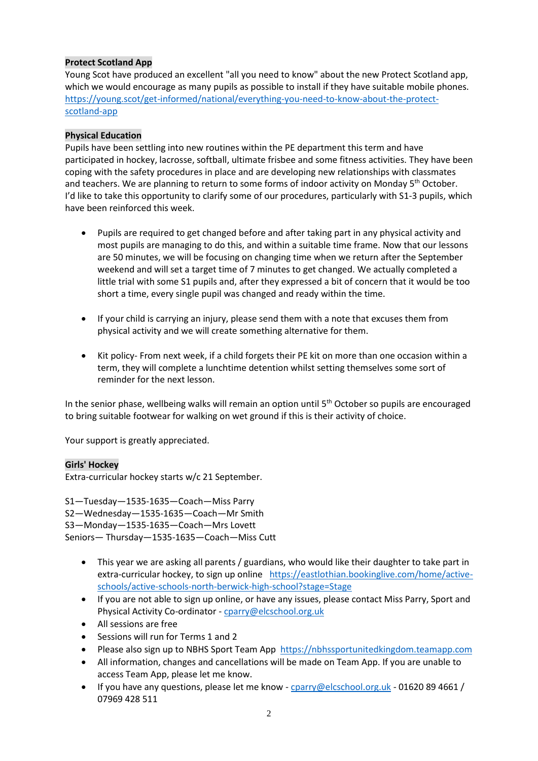**Protect Scotland App**

Young Scot have produced an excellent "all you need to know" about the new Protect Scotland app, which we would encourage as many pupils as possible to install if they have suitable mobile phones. https://young.scot/get-informed/national/everything-you-need-to-know-about-the-protect-scotland-app

**Physical Education**

Pupils have been settling into new routines within the PE department this term and have participated in hockey, lacrosse, softball, ultimate frisbee and some fitness activities. They have been coping with the safety procedures in place and are developing new relationships with classmates and teachers. We are planning to return to some forms of indoor activity on Monday 5th October. I'd like to take this opportunity to clarify some of our procedures, particularly with S1-3 pupils, which have been reinforced this week.

- Pupils are required to get changed before and after taking part in any physical activity and most pupils are managing to do this, and within a suitable time frame. Now that our lessons are 50 minutes, we will be focusing on changing time when we return after the September weekend and will set a target time of 7 minutes to get changed. We actually completed a little trial with some S1 pupils and, after they expressed a bit of concern that it would be too short a time, every single pupil was changed and ready within the time.

- If your child is carrying an injury, please send them with a note that excuses them from physical activity and we will create something alternative for them.

- Kit policy- From next week, if a child forgets their PE kit on more than one occasion within a term, they will complete a lunchtime detention whilst setting themselves some sort of reminder for the next lesson.

In the senior phase, wellbeing walks will remain an option until 5th October so pupils are encouraged to bring suitable footwear for walking on wet ground if this is their activity of choice.

Your support is greatly appreciated.

**Girls' Hockey**

Extra-curricular hockey starts w/c 21 September.

S1—Tuesday—1535-1635—Coach—Miss Parry
S2—Wednesday—1535-1635—Coach—Mr Smith
S3—Monday—1535-1635—Coach—Mrs Lovett
Seniors— Thursday—1535-1635—Coach—Miss Cutt

- This year we are asking all parents / guardians, who would like their daughter to take part in extra-curricular hockey, to sign up online https://eastlothian.bookinglive.com/home/active-schools/active-schools-north-berwick-high-school?stage=Stage
- If you are not able to sign up online, or have any issues, please contact Miss Parry, Sport and Physical Activity Co-ordinator - cparry@elcschool.org.uk
- All sessions are free
- Sessions will run for Terms 1 and 2
- Please also sign up to NBHS Sport Team App https://nbhssportunitedkingdom.teamapp.com
- All information, changes and cancellations will be made on Team App. If you are unable to access Team App, please let me know.
- If you have any questions, please let me know - cparry@elcschool.org.uk - 01620 89 4661 / 07969 428 511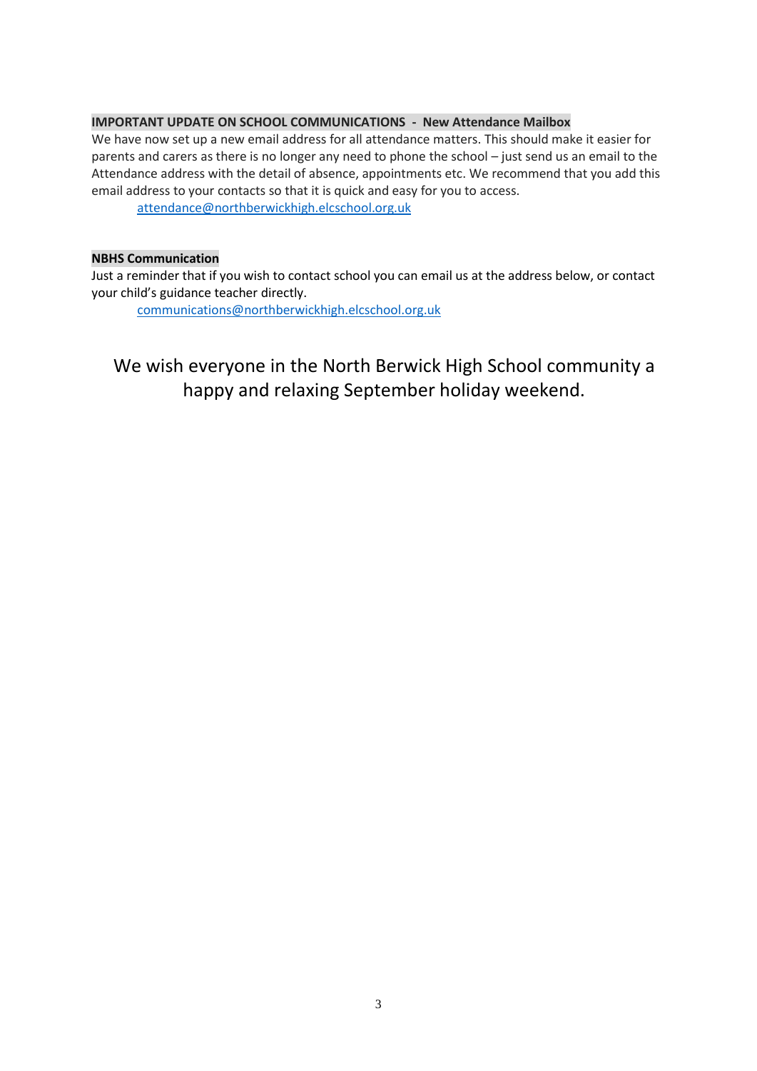**IMPORTANT UPDATE ON SCHOOL COMMUNICATIONS - New Attendance Mailbox**

We have now set up a new email address for all attendance matters. This should make it easier for parents and carers as there is no longer any need to phone the school – just send us an email to the Attendance address with the detail of absence, appointments etc. We recommend that you add this email address to your contacts so that it is quick and easy for you to access.

attendance@northberwickhigh.elcschool.org.uk

**NBHS Communication**

Just a reminder that if you wish to contact school you can email us at the address below, or contact your child's guidance teacher directly.

communications@northberwickhigh.elcschool.org.uk

We wish everyone in the North Berwick High School community a happy and relaxing September holiday weekend.